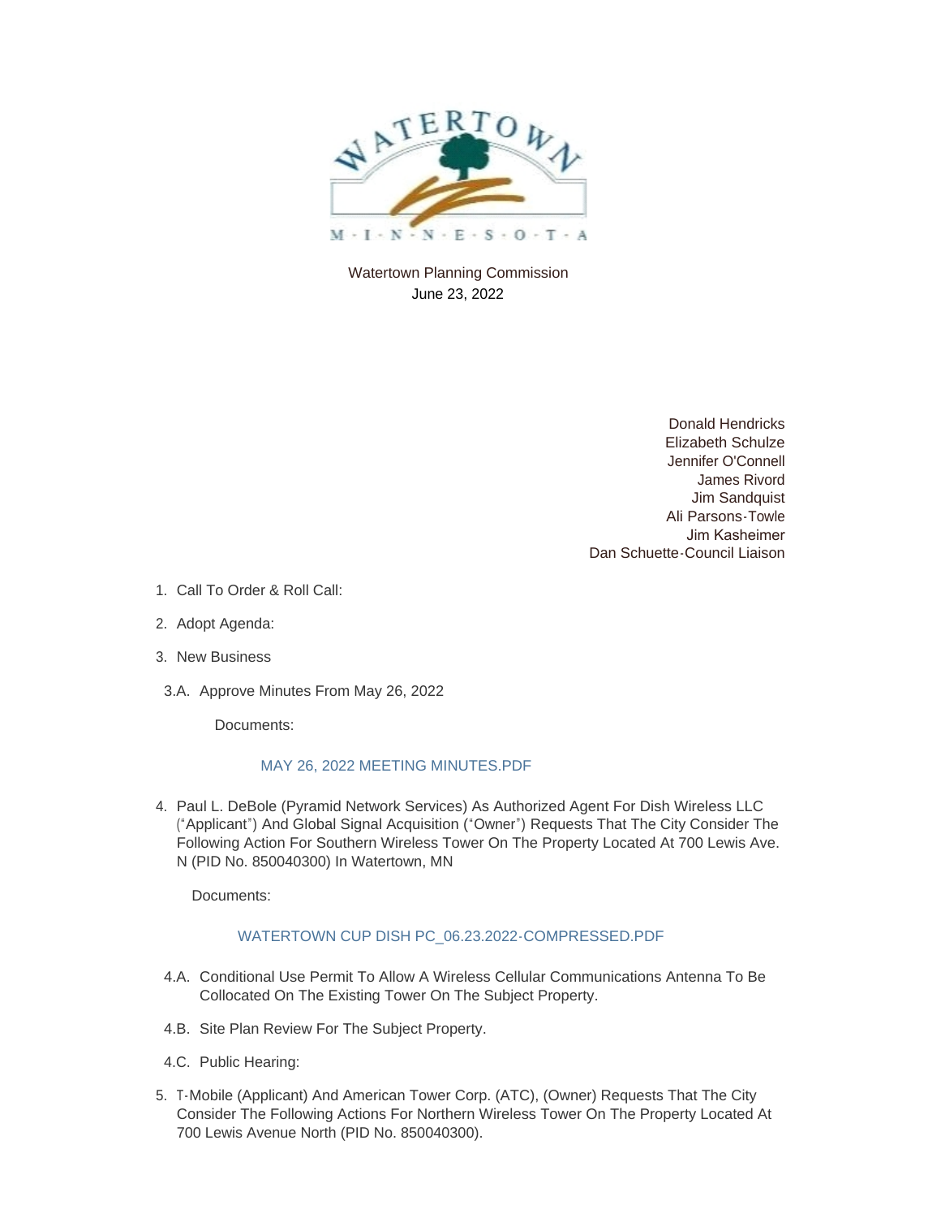Watertown Planning Commission
June 23, 2022

Donald Hendricks
Elizabeth Schulze
Jennifer O'Connell
James Rivord
Jim Sandquist
Ali Parsons-Towle
Jim Kasheimer
Dan Schuette-Council Liaison

1. Call To Order & Roll Call:
2. Adopt Agenda:
3. New Business

3.A. Approve Minutes From May 26, 2022

Documents:

MAY 26, 2022 MEETING MINUTES.PDF

4. Paul L. DeBole (Pyramid Network Services) As Authorized Agent For Dish Wireless LLC ("Applicant") And Global Signal Acquisition ("Owner") Requests That The City Consider The Following Action For Southern Wireless Tower On The Property Located At 700 Lewis Ave. N (PID No. 850040300) In Watertown, MN

Documents:

WATERTOWN CUP DISH PC_06.23.2022-COMPRESSED.PDF

4.A. Conditional Use Permit To Allow A Wireless Cellular Communications Antenna To Be Collocated On The Existing Tower On The Subject Property.

4.B. Site Plan Review For The Subject Property.

4.C. Public Hearing:

5. T-Mobile (Applicant) And American Tower Corp. (ATC), (Owner) Requests That The City Consider The Following Actions For Northern Wireless Tower On The Property Located At 700 Lewis Avenue North (PID No. 850040300).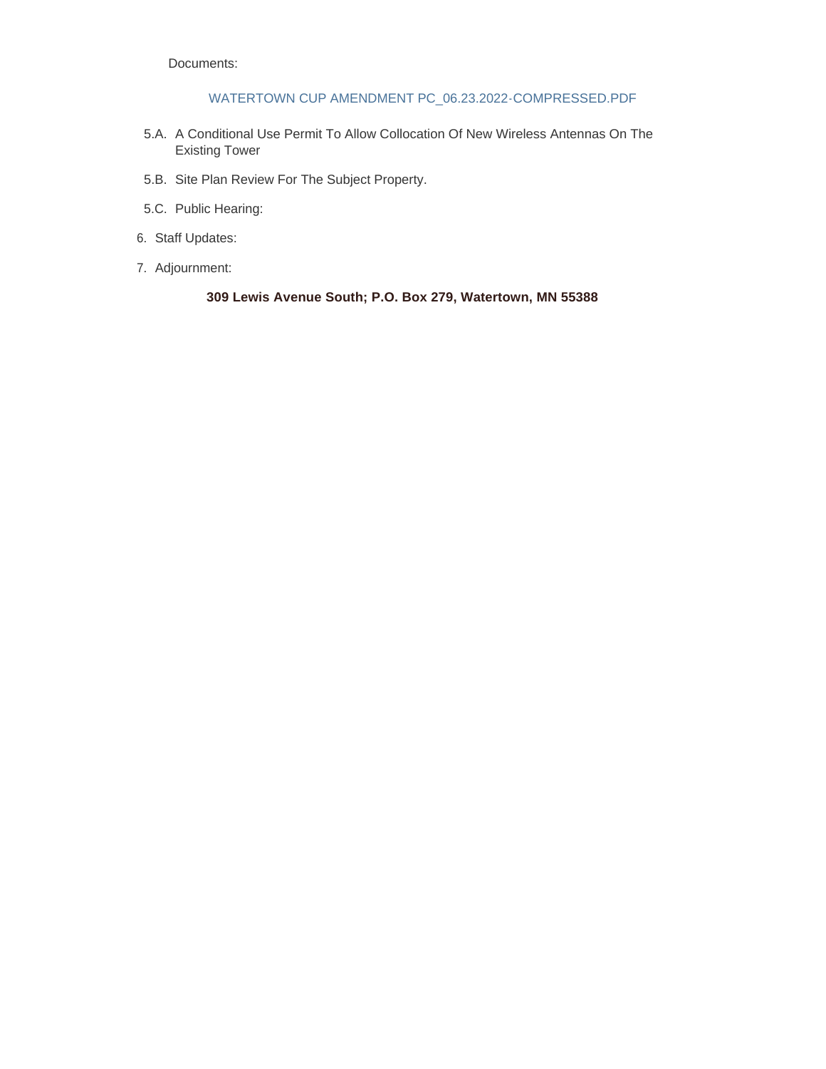Documents:

WATERTOWN CUP AMENDMENT PC_06.23.2022-COMPRESSED.PDF

5.A. A Conditional Use Permit To Allow Collocation Of New Wireless Antennas On The Existing Tower

5.B. Site Plan Review For The Subject Property.

5.C. Public Hearing:

6. Staff Updates:

7. Adjournment:

**309 Lewis Avenue South; P.O. Box 279, Watertown, MN 55388**